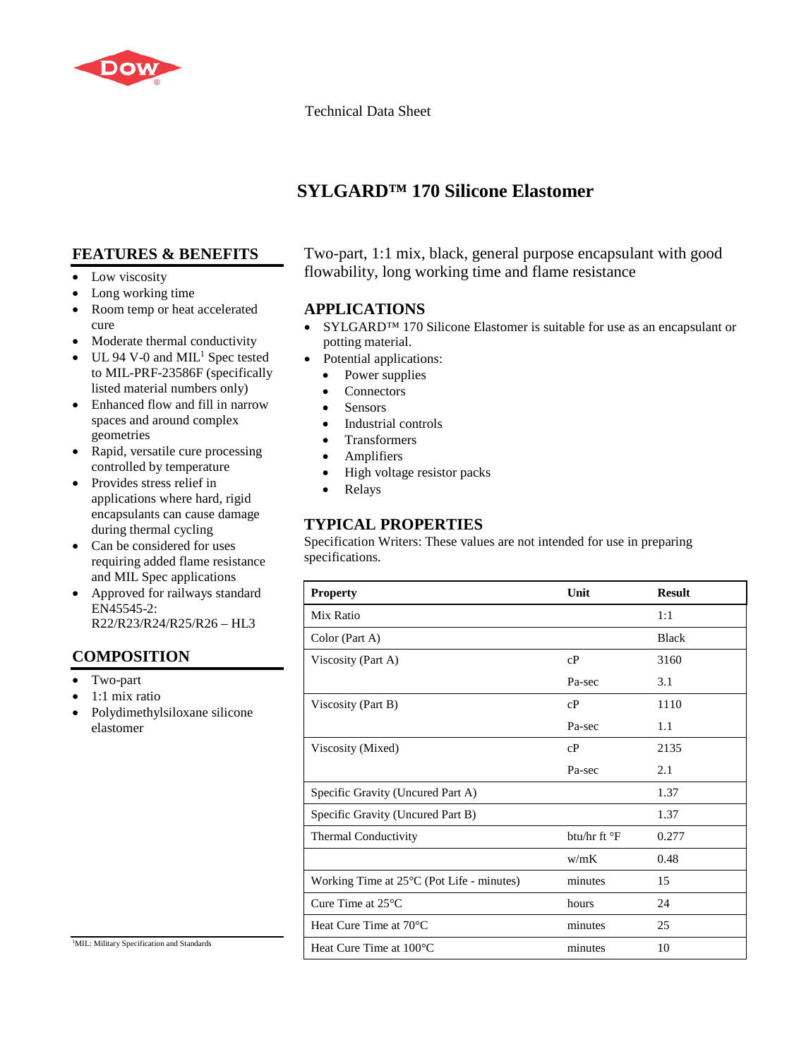Technical Data Sheet

# SYLGARD™ 170 Silicone Elastomer

Two-part, 1:1 mix, black, general purpose encapsulant with good flowability, long working time and flame resistance

## FEATURES & BENEFITS

- Low viscosity
- Long working time
- Room temp or heat accelerated cure
- Moderate thermal conductivity
- UL 94 V-0 and MIL[1] Spec tested to MIL-PRF-23586F (specifically listed material numbers only)
- Enhanced flow and fill in narrow spaces and around complex geometries
- Rapid, versatile cure processing controlled by temperature
- Provides stress relief in applications where hard, rigid encapsulants can cause damage during thermal cycling
- Can be considered for uses requiring added flame resistance and MIL Spec applications
- Approved for railways standard EN45545-2: R22/R23/R24/R25/R26 – HL3

## COMPOSITION

- Two-part
- 1:1 mix ratio
- Polydimethylsiloxane silicone elastomer

[1]MIL: Military Specification and Standards

## APPLICATIONS

- SYLGARD™ 170 Silicone Elastomer is suitable for use as an encapsulant or potting material.
- Potential applications:
  - Power supplies
  - Connectors
  - Sensors
  - Industrial controls
  - Transformers
  - Amplifiers
  - High voltage resistor packs
  - Relays

## TYPICAL PROPERTIES

Specification Writers: These values are not intended for use in preparing specifications.

| Property | Unit | Result |
|---|---|---|
| Mix Ratio | | 1:1 |
| Color (Part A) | | Black |
| Viscosity (Part A) | cP | 3160 |
| | Pa-sec | 3.1 |
| Viscosity (Part B) | cP | 1110 |
| | Pa-sec | 1.1 |
| Viscosity (Mixed) | cP | 2135 |
| | Pa-sec | 2.1 |
| Specific Gravity (Uncured Part A) | | 1.37 |
| Specific Gravity (Uncured Part B) | | 1.37 |
| Thermal Conductivity | btu/hr ft °F | 0.277 |
| | w/mK | 0.48 |
| Working Time at 25°C (Pot Life - minutes) | minutes | 15 |
| Cure Time at 25°C | hours | 24 |
| Heat Cure Time at 70°C | minutes | 25 |
| Heat Cure Time at 100°C | minutes | 10 |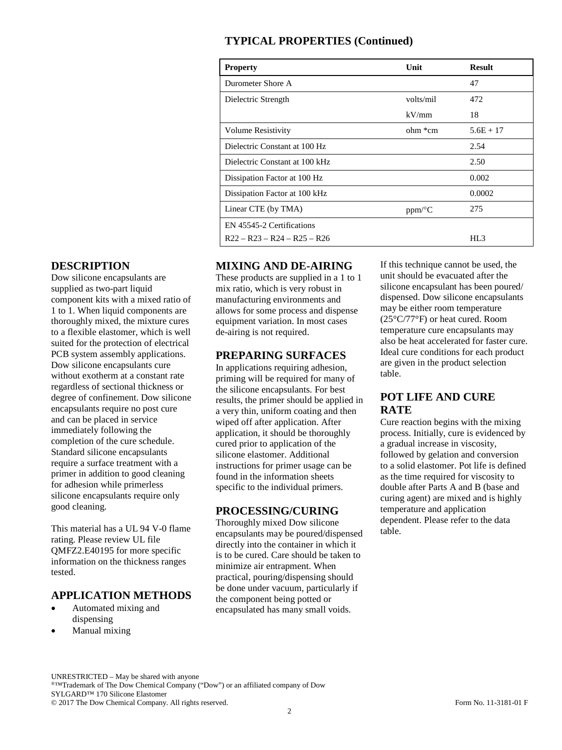## TYPICAL PROPERTIES (Continued)

| Property | Unit | Result |
|---|---|---|
| Durometer Shore A | | 47 |
| Dielectric Strength | volts/mil | 472 |
| | kV/mm | 18 |
| Volume Resistivity | ohm *cm | 5.6E + 17 |
| Dielectric Constant at 100 Hz | | 2.54 |
| Dielectric Constant at 100 kHz | | 2.50 |
| Dissipation Factor at 100 Hz | | 0.002 |
| Dissipation Factor at 100 kHz | | 0.0002 |
| Linear CTE (by TMA) | ppm/°C | 275 |
| EN 45545-2 Certifications<br>R22 – R23 – R24 – R25 – R26 | | HL3 |

## DESCRIPTION

Dow silicone encapsulants are supplied as two-part liquid component kits with a mixed ratio of 1 to 1. When liquid components are thoroughly mixed, the mixture cures to a flexible elastomer, which is well suited for the protection of electrical PCB system assembly applications. Dow silicone encapsulants cure without exotherm at a constant rate regardless of sectional thickness or degree of confinement. Dow silicone encapsulants require no post cure and can be placed in service immediately following the completion of the cure schedule. Standard silicone encapsulants require a surface treatment with a primer in addition to good cleaning for adhesion while primerless silicone encapsulants require only good cleaning.

This material has a UL 94 V-0 flame rating. Please review UL file QMFZ2.E40195 for more specific information on the thickness ranges tested.

## APPLICATION METHODS

- Automated mixing and dispensing
- Manual mixing

## MIXING AND DE-AIRING

These products are supplied in a 1 to 1 mix ratio, which is very robust in manufacturing environments and allows for some process and dispense equipment variation. In most cases de-airing is not required.

## PREPARING SURFACES

In applications requiring adhesion, priming will be required for many of the silicone encapsulants. For best results, the primer should be applied in a very thin, uniform coating and then wiped off after application. After application, it should be thoroughly cured prior to application of the silicone elastomer. Additional instructions for primer usage can be found in the information sheets specific to the individual primers.

## PROCESSING/CURING

Thoroughly mixed Dow silicone encapsulants may be poured/dispensed directly into the container in which it is to be cured. Care should be taken to minimize air entrapment. When practical, pouring/dispensing should be done under vacuum, particularly if the component being potted or encapsulated has many small voids. If this technique cannot be used, the unit should be evacuated after the silicone encapsulant has been poured/ dispensed. Dow silicone encapsulants may be either room temperature (25°C/77°F) or heat cured. Room temperature cure encapsulants may also be heat accelerated for faster cure. Ideal cure conditions for each product are given in the product selection table.

## POT LIFE AND CURE RATE

Cure reaction begins with the mixing process. Initially, cure is evidenced by a gradual increase in viscosity, followed by gelation and conversion to a solid elastomer. Pot life is defined as the time required for viscosity to double after Parts A and B (base and curing agent) are mixed and is highly temperature and application dependent. Please refer to the data table.

UNRESTRICTED – May be shared with anyone
®™Trademark of The Dow Chemical Company ("Dow") or an affiliated company of Dow
SYLGARD™ 170 Silicone Elastomer
© 2017 The Dow Chemical Company. All rights reserved. Form No. 11-3181-01 F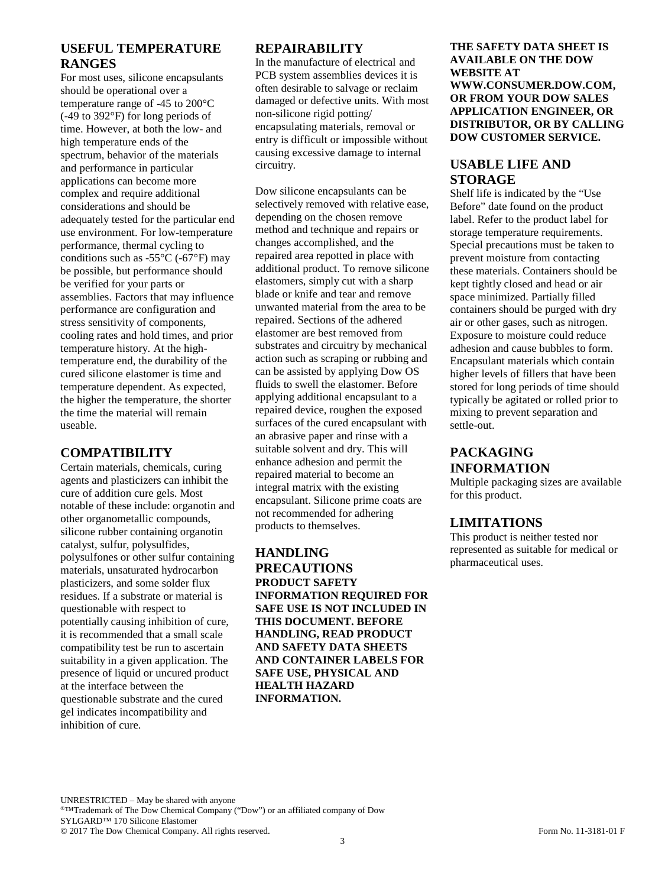## USEFUL TEMPERATURE RANGES

For most uses, silicone encapsulants should be operational over a temperature range of -45 to 200°C (-49 to 392°F) for long periods of time. However, at both the low- and high temperature ends of the spectrum, behavior of the materials and performance in particular applications can become more complex and require additional considerations and should be adequately tested for the particular end use environment. For low-temperature performance, thermal cycling to conditions such as -55°C (-67°F) may be possible, but performance should be verified for your parts or assemblies. Factors that may influence performance are configuration and stress sensitivity of components, cooling rates and hold times, and prior temperature history. At the high-temperature end, the durability of the cured silicone elastomer is time and temperature dependent. As expected, the higher the temperature, the shorter the time the material will remain useable.

## COMPATIBILITY

Certain materials, chemicals, curing agents and plasticizers can inhibit the cure of addition cure gels. Most notable of these include: organotin and other organometallic compounds, silicone rubber containing organotin catalyst, sulfur, polysulfides, polysulfones or other sulfur containing materials, unsaturated hydrocarbon plasticizers, and some solder flux residues. If a substrate or material is questionable with respect to potentially causing inhibition of cure, it is recommended that a small scale compatibility test be run to ascertain suitability in a given application. The presence of liquid or uncured product at the interface between the questionable substrate and the cured gel indicates incompatibility and inhibition of cure.

## REPAIRABILITY

In the manufacture of electrical and PCB system assemblies devices it is often desirable to salvage or reclaim damaged or defective units. With most non-silicone rigid potting/ encapsulating materials, removal or entry is difficult or impossible without causing excessive damage to internal circuitry.

Dow silicone encapsulants can be selectively removed with relative ease, depending on the chosen remove method and technique and repairs or changes accomplished, and the repaired area repotted in place with additional product. To remove silicone elastomers, simply cut with a sharp blade or knife and tear and remove unwanted material from the area to be repaired. Sections of the adhered elastomer are best removed from substrates and circuitry by mechanical action such as scraping or rubbing and can be assisted by applying Dow OS fluids to swell the elastomer. Before applying additional encapsulant to a repaired device, roughen the exposed surfaces of the cured encapsulant with an abrasive paper and rinse with a suitable solvent and dry. This will enhance adhesion and permit the repaired material to become an integral matrix with the existing encapsulant. Silicone prime coats are not recommended for adhering products to themselves.

## HANDLING PRECAUTIONS

**PRODUCT SAFETY INFORMATION REQUIRED FOR SAFE USE IS NOT INCLUDED IN THIS DOCUMENT. BEFORE HANDLING, READ PRODUCT AND SAFETY DATA SHEETS AND CONTAINER LABELS FOR SAFE USE, PHYSICAL AND HEALTH HAZARD INFORMATION.**

**THE SAFETY DATA SHEET IS AVAILABLE ON THE DOW WEBSITE AT WWW.CONSUMER.DOW.COM, OR FROM YOUR DOW SALES APPLICATION ENGINEER, OR DISTRIBUTOR, OR BY CALLING DOW CUSTOMER SERVICE.**

## USABLE LIFE AND STORAGE

Shelf life is indicated by the "Use Before" date found on the product label. Refer to the product label for storage temperature requirements. Special precautions must be taken to prevent moisture from contacting these materials. Containers should be kept tightly closed and head or air space minimized. Partially filled containers should be purged with dry air or other gases, such as nitrogen. Exposure to moisture could reduce adhesion and cause bubbles to form. Encapsulant materials which contain higher levels of fillers that have been stored for long periods of time should typically be agitated or rolled prior to mixing to prevent separation and settle-out.

## PACKAGING INFORMATION

Multiple packaging sizes are available for this product.

## LIMITATIONS

This product is neither tested nor represented as suitable for medical or pharmaceutical uses.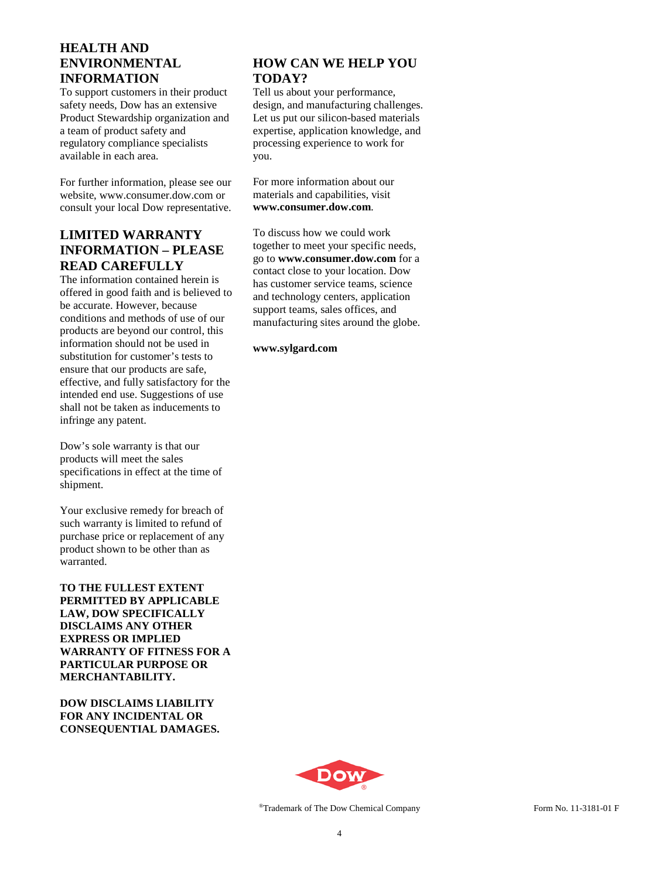## HEALTH AND ENVIRONMENTAL INFORMATION

To support customers in their product safety needs, Dow has an extensive Product Stewardship organization and a team of product safety and regulatory compliance specialists available in each area.

For further information, please see our website, www.consumer.dow.com or consult your local Dow representative.

## LIMITED WARRANTY INFORMATION – PLEASE READ CAREFULLY

The information contained herein is offered in good faith and is believed to be accurate. However, because conditions and methods of use of our products are beyond our control, this information should not be used in substitution for customer's tests to ensure that our products are safe, effective, and fully satisfactory for the intended end use. Suggestions of use shall not be taken as inducements to infringe any patent.

Dow's sole warranty is that our products will meet the sales specifications in effect at the time of shipment.

Your exclusive remedy for breach of such warranty is limited to refund of purchase price or replacement of any product shown to be other than as warranted.

**TO THE FULLEST EXTENT PERMITTED BY APPLICABLE LAW, DOW SPECIFICALLY DISCLAIMS ANY OTHER EXPRESS OR IMPLIED WARRANTY OF FITNESS FOR A PARTICULAR PURPOSE OR MERCHANTABILITY.**

**DOW DISCLAIMS LIABILITY FOR ANY INCIDENTAL OR CONSEQUENTIAL DAMAGES.**

## HOW CAN WE HELP YOU TODAY?

Tell us about your performance, design, and manufacturing challenges. Let us put our silicon-based materials expertise, application knowledge, and processing experience to work for you.

For more information about our materials and capabilities, visit **www.consumer.dow.com**.

To discuss how we could work together to meet your specific needs, go to **www.consumer.dow.com** for a contact close to your location. Dow has customer service teams, science and technology centers, application support teams, sales offices, and manufacturing sites around the globe.

**www.sylgard.com**

®Trademark of The Dow Chemical Company

Form No. 11-3181-01 F